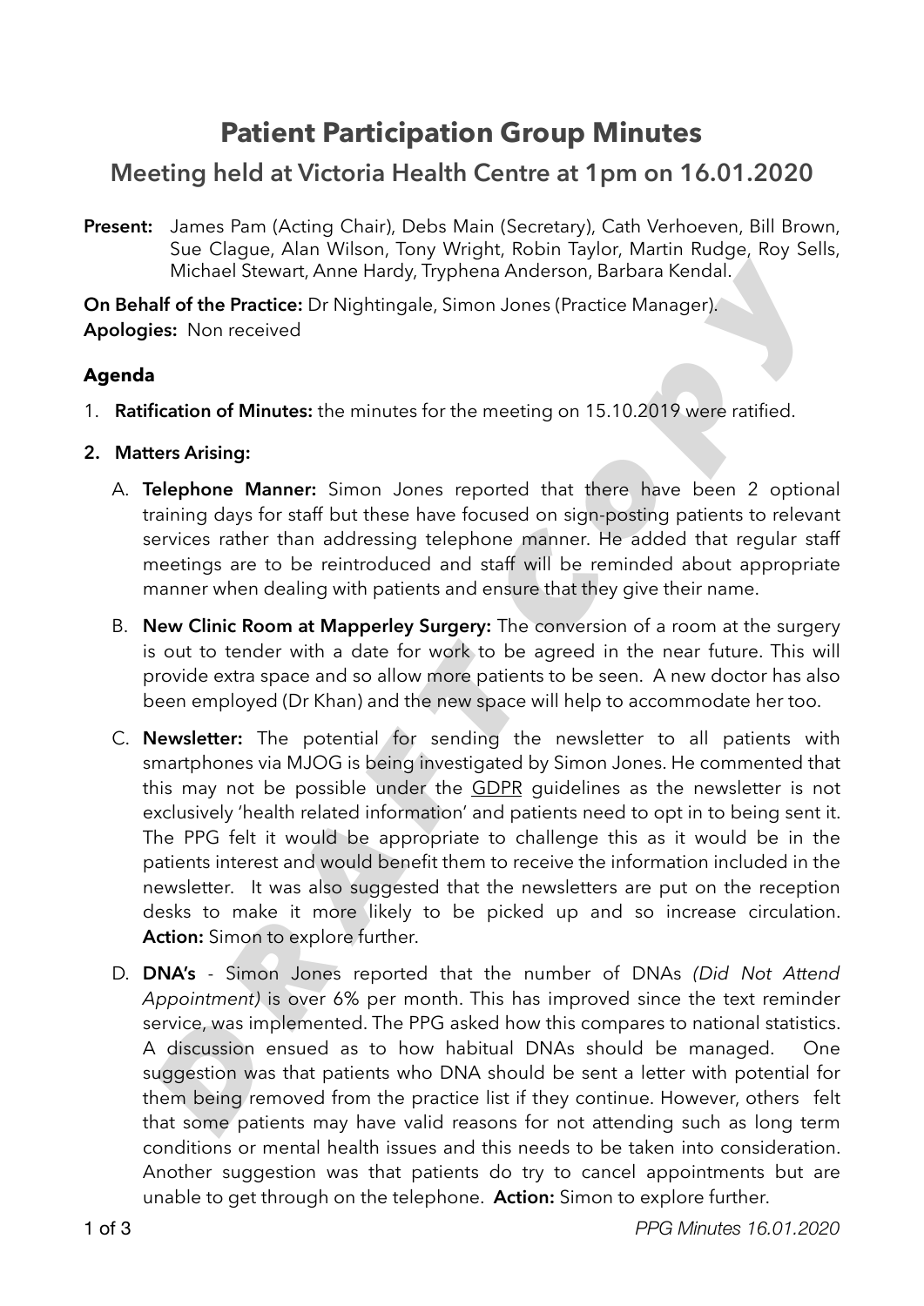# Patient Participation Group Minutes

## Meeting held at Victoria Health Centre at 1pm on 16.01.2020

**Present:** James Pam (Acting Chair), Debs Main (Secretary), Cath Verhoeven, Bill Brown, Sue Clague, Alan Wilson, Tony Wright, Robin Taylor, Martin Rudge, Roy Sells, Michael Stewart, Anne Hardy, Tryphena Anderson, Barbara Kendal.

**On Behalf of the Practice:** Dr Nightingale, Simon Jones (Practice Manager).

**Apologies:** Non received

### Agenda

1. **Ratification of Minutes:** the minutes for the meeting on 15.10.2019 were ratified.

2. **Matters Arising:**

   A. **Telephone Manner:** Simon Jones reported that there have been 2 optional training days for staff but these have focused on sign-posting patients to relevant services rather than addressing telephone manner. He added that regular staff meetings are to be reintroduced and staff will be reminded about appropriate manner when dealing with patients and ensure that they give their name.

   B. **New Clinic Room at Mapperley Surgery:** The conversion of a room at the surgery is out to tender with a date for work to be agreed in the near future. This will provide extra space and so allow more patients to be seen. A new doctor has also been employed (Dr Khan) and the new space will help to accommodate her too.

   C. **Newsletter:** The potential for sending the newsletter to all patients with smartphones via MJOG is being investigated by Simon Jones. He commented that this may not be possible under the <u>GDPR</u> guidelines as the newsletter is not exclusively 'health related information' and patients need to opt in to being sent it. The PPG felt it would be appropriate to challenge this as it would be in the patients interest and would benefit them to receive the information included in the newsletter. It was also suggested that the newsletters are put on the reception desks to make it more likely to be picked up and so increase circulation. **Action:** Simon to explore further.

   D. **DNA's** - Simon Jones reported that the number of DNAs *(Did Not Attend Appointment)* is over 6% per month. This has improved since the text reminder service, was implemented. The PPG asked how this compares to national statistics. A discussion ensued as to how habitual DNAs should be managed. One suggestion was that patients who DNA should be sent a letter with potential for them being removed from the practice list if they continue. However, others felt that some patients may have valid reasons for not attending such as long term conditions or mental health issues and this needs to be taken into consideration. Another suggestion was that patients do try to cancel appointments but are unable to get through on the telephone. **Action:** Simon to explore further.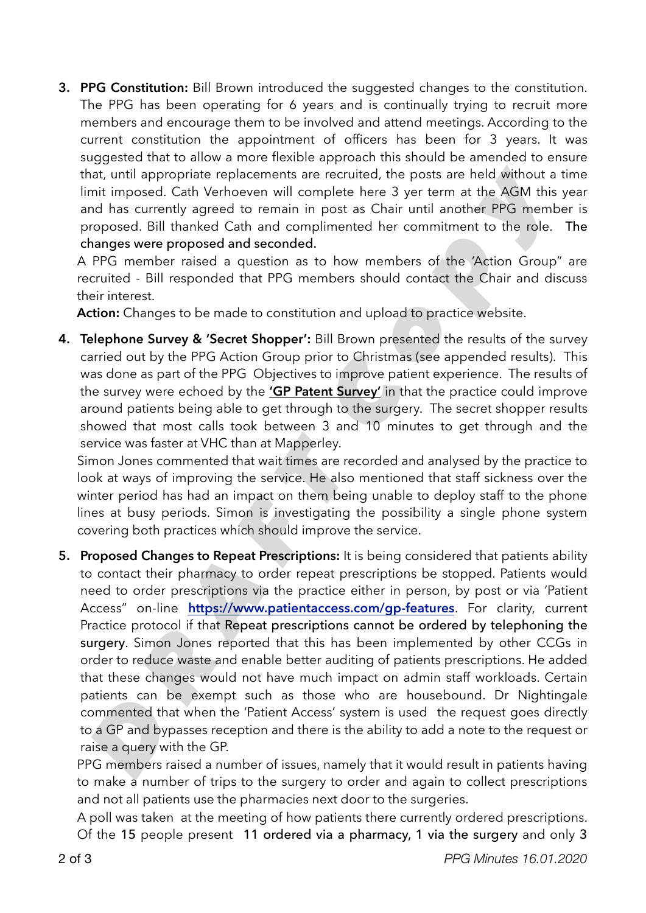3. **PPG Constitution:** Bill Brown introduced the suggested changes to the constitution. The PPG has been operating for 6 years and is continually trying to recruit more members and encourage them to be involved and attend meetings. According to the current constitution the appointment of officers has been for 3 years. It was suggested that to allow a more flexible approach this should be amended to ensure that, until appropriate replacements are recruited, the posts are held without a time limit imposed. Cath Verhoeven will complete here 3 yer term at the AGM this year and has currently agreed to remain in post as Chair until another PPG member is proposed. Bill thanked Cath and complimented her commitment to the role. **The changes were proposed and seconded.**

   A PPG member raised a question as to how members of the 'Action Group" are recruited - Bill responded that PPG members should contact the Chair and discuss their interest.

   **Action:** Changes to be made to constitution and upload to practice website.

4. **Telephone Survey & 'Secret Shopper':** Bill Brown presented the results of the survey carried out by the PPG Action Group prior to Christmas (see appended results). This was done as part of the PPG Objectives to improve patient experience. The results of the survey were echoed by the **'GP Patent Survey'** in that the practice could improve around patients being able to get through to the surgery. The secret shopper results showed that most calls took between 3 and 10 minutes to get through and the service was faster at VHC than at Mapperley.

   Simon Jones commented that wait times are recorded and analysed by the practice to look at ways of improving the service. He also mentioned that staff sickness over the winter period has had an impact on them being unable to deploy staff to the phone lines at busy periods. Simon is investigating the possibility a single phone system covering both practices which should improve the service.

5. **Proposed Changes to Repeat Prescriptions:** It is being considered that patients ability to contact their pharmacy to order repeat prescriptions be stopped. Patients would need to order prescriptions via the practice either in person, by post or via 'Patient Access" on-line **https://www.patientaccess.com/gp-features**. For clarity, current Practice protocol if that Repeat prescriptions cannot be ordered by telephoning the surgery. Simon Jones reported that this has been implemented by other CCGs in order to reduce waste and enable better auditing of patients prescriptions. He added that these changes would not have much impact on admin staff workloads. Certain patients can be exempt such as those who are housebound. Dr Nightingale commented that when the 'Patient Access' system is used the request goes directly to a GP and bypasses reception and there is the ability to add a note to the request or raise a query with the GP.

   PPG members raised a number of issues, namely that it would result in patients having to make a number of trips to the surgery to order and again to collect prescriptions and not all patients use the pharmacies next door to the surgeries.

   A poll was taken at the meeting of how patients there currently ordered prescriptions. Of the 15 people present 11 ordered via a pharmacy, 1 via the surgery and only 3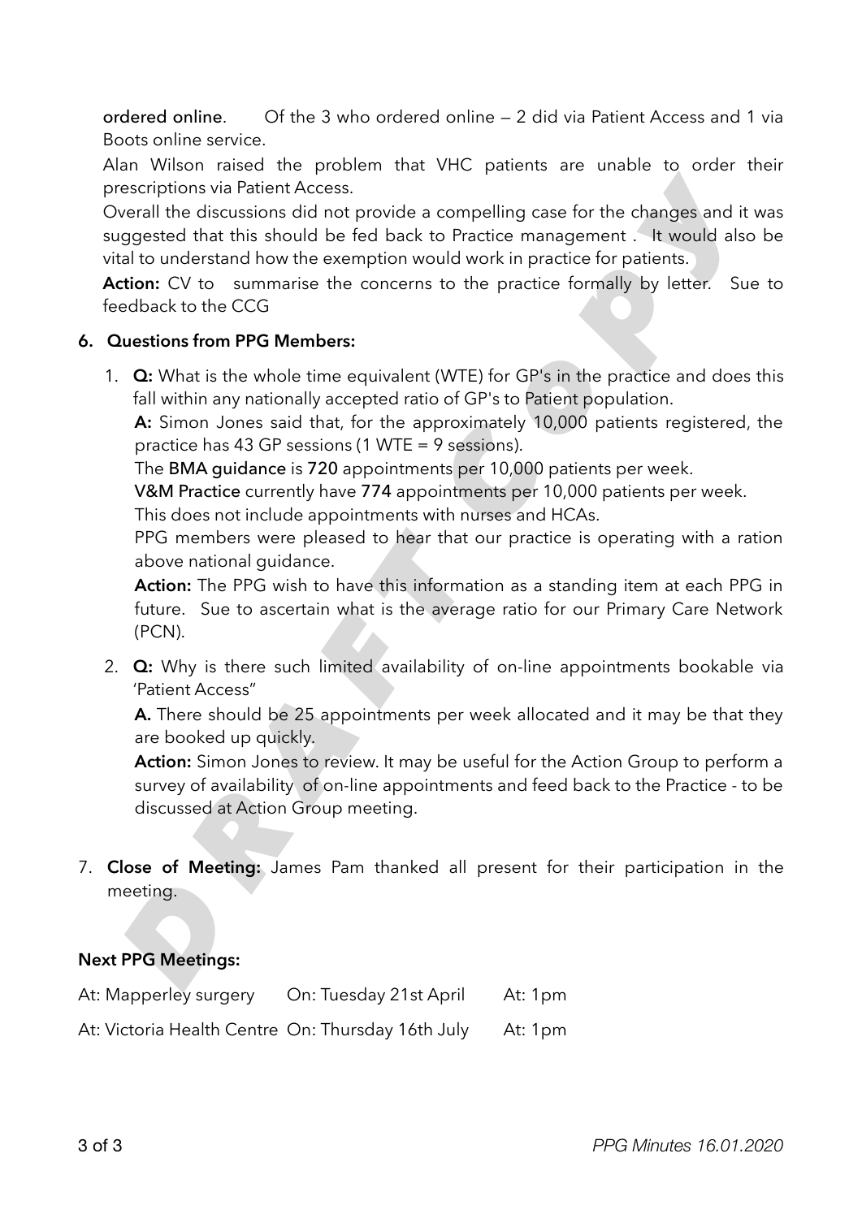**ordered online**. Of the 3 who ordered online – 2 did via Patient Access and 1 via Boots online service.

Alan Wilson raised the problem that VHC patients are unable to order their prescriptions via Patient Access.

Overall the discussions did not provide a compelling case for the changes and it was suggested that this should be fed back to Practice management . It would also be vital to understand how the exemption would work in practice for patients.

**Action:** CV to summarise the concerns to the practice formally by letter. Sue to feedback to the CCG

6. **Questions from PPG Members:**

   1. **Q:** What is the whole time equivalent (WTE) for GP's in the practice and does this fall within any nationally accepted ratio of GP's to Patient population.

      **A:** Simon Jones said that, for the approximately 10,000 patients registered, the practice has 43 GP sessions (1 WTE = 9 sessions).

      The **BMA guidance** is **720** appointments per 10,000 patients per week.

      **V&M Practice** currently have **774** appointments per 10,000 patients per week.

      This does not include appointments with nurses and HCAs.

      PPG members were pleased to hear that our practice is operating with a ration above national guidance.

      **Action:** The PPG wish to have this information as a standing item at each PPG in future. Sue to ascertain what is the average ratio for our Primary Care Network (PCN).

   2. **Q:** Why is there such limited availability of on-line appointments bookable via 'Patient Access"

      **A.** There should be 25 appointments per week allocated and it may be that they are booked up quickly.

      **Action:** Simon Jones to review. It may be useful for the Action Group to perform a survey of availability of on-line appointments and feed back to the Practice - to be discussed at Action Group meeting.

7. **Close of Meeting:** James Pam thanked all present for their participation in the meeting.

**Next PPG Meetings:**

At: Mapperley surgery On: Tuesday 21st April At: 1pm

At: Victoria Health Centre On: Thursday 16th July At: 1pm